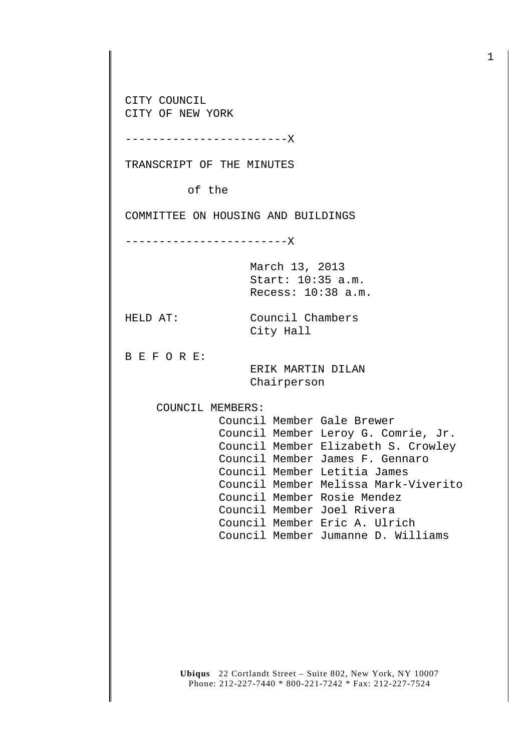CITY COUNCIL
CITY OF NEW YORK

------------------------X

TRANSCRIPT OF THE MINUTES

of the

COMMITTEE ON HOUSING AND BUILDINGS

------------------------X

March 13, 2013
Start: 10:35 a.m.
Recess: 10:38 a.m.

HELD AT: Council Chambers
City Hall

B E F O R E:

ERIK MARTIN DILAN
Chairperson

COUNCIL MEMBERS:

Council Member Gale Brewer
Council Member Leroy G. Comrie, Jr.
Council Member Elizabeth S. Crowley
Council Member James F. Gennaro
Council Member Letitia James
Council Member Melissa Mark-Viverito
Council Member Rosie Mendez
Council Member Joel Rivera
Council Member Eric A. Ulrich
Council Member Jumanne D. Williams

**Ubiqus** 22 Cortlandt Street – Suite 802, New York, NY 10007
Phone: 212-227-7440 * 800-221-7242 * Fax: 212-227-7524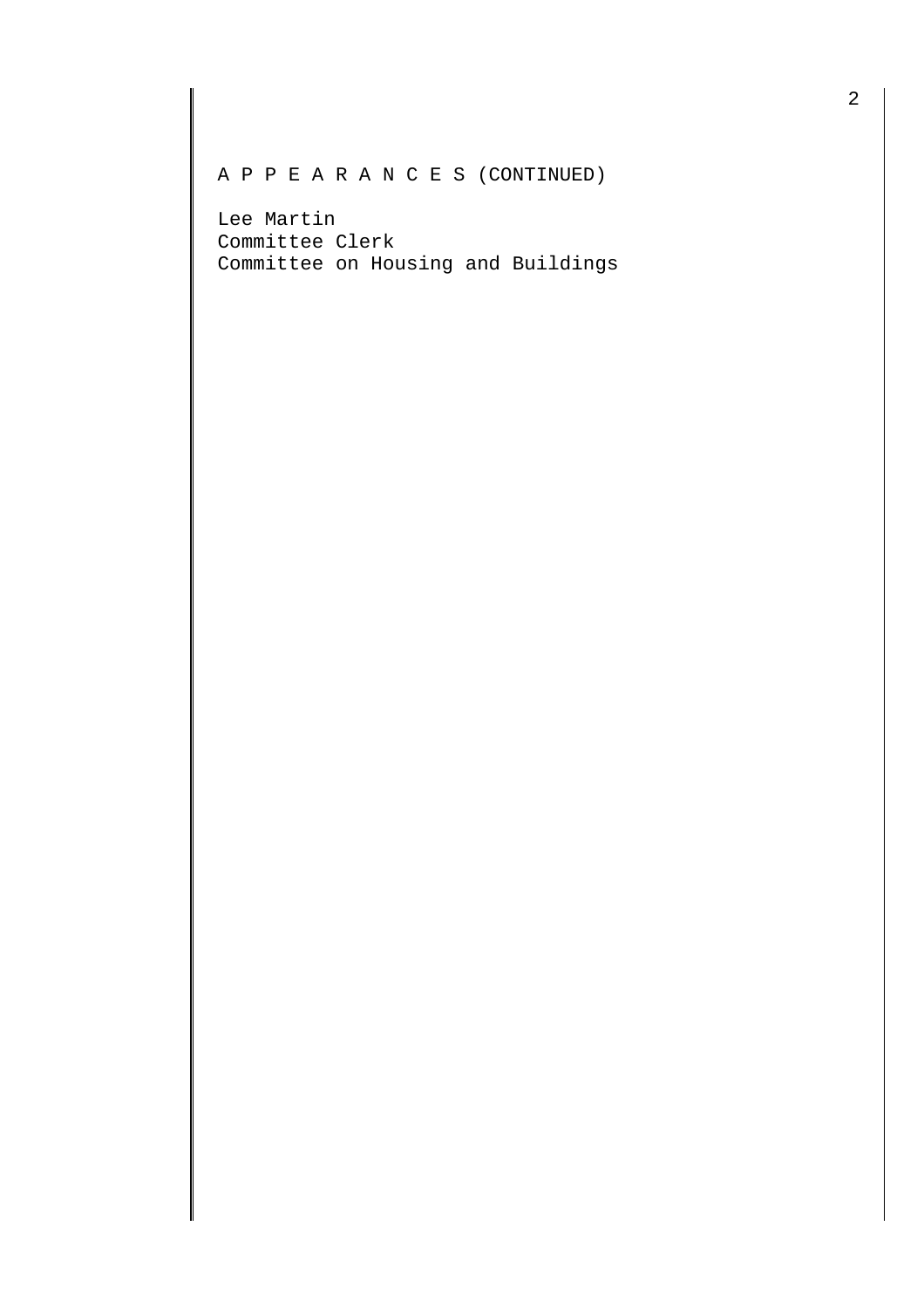A P P E A R A N C E S (CONTINUED)

Lee Martin
Committee Clerk
Committee on Housing and Buildings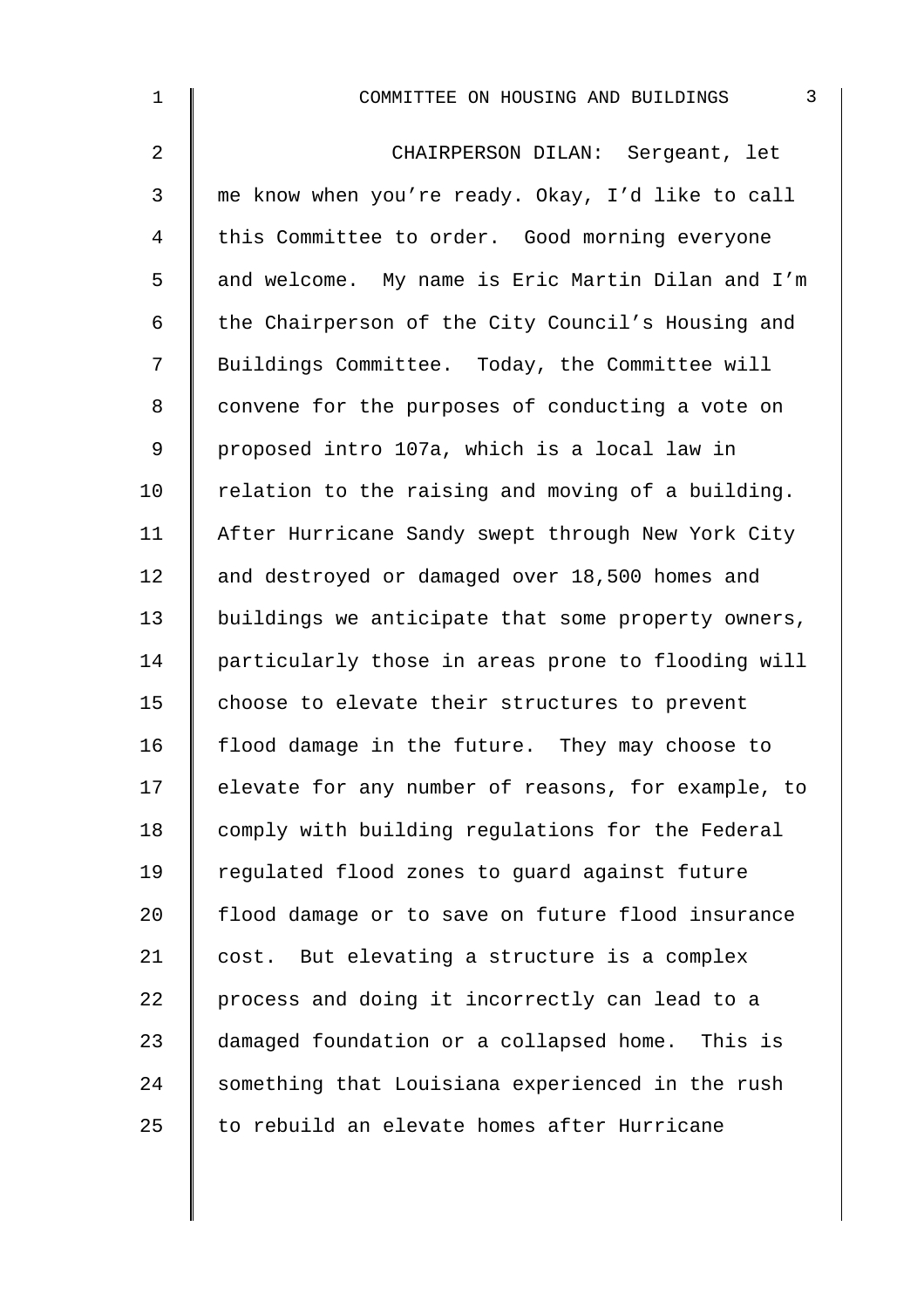CHAIRPERSON DILAN: Sergeant, let me know when you're ready. Okay, I'd like to call this Committee to order. Good morning everyone and welcome. My name is Eric Martin Dilan and I'm the Chairperson of the City Council's Housing and Buildings Committee. Today, the Committee will convene for the purposes of conducting a vote on proposed intro 107a, which is a local law in relation to the raising and moving of a building. After Hurricane Sandy swept through New York City and destroyed or damaged over 18,500 homes and buildings we anticipate that some property owners, particularly those in areas prone to flooding will choose to elevate their structures to prevent flood damage in the future. They may choose to elevate for any number of reasons, for example, to comply with building regulations for the Federal regulated flood zones to guard against future flood damage or to save on future flood insurance cost. But elevating a structure is a complex process and doing it incorrectly can lead to a damaged foundation or a collapsed home. This is something that Louisiana experienced in the rush to rebuild an elevate homes after Hurricane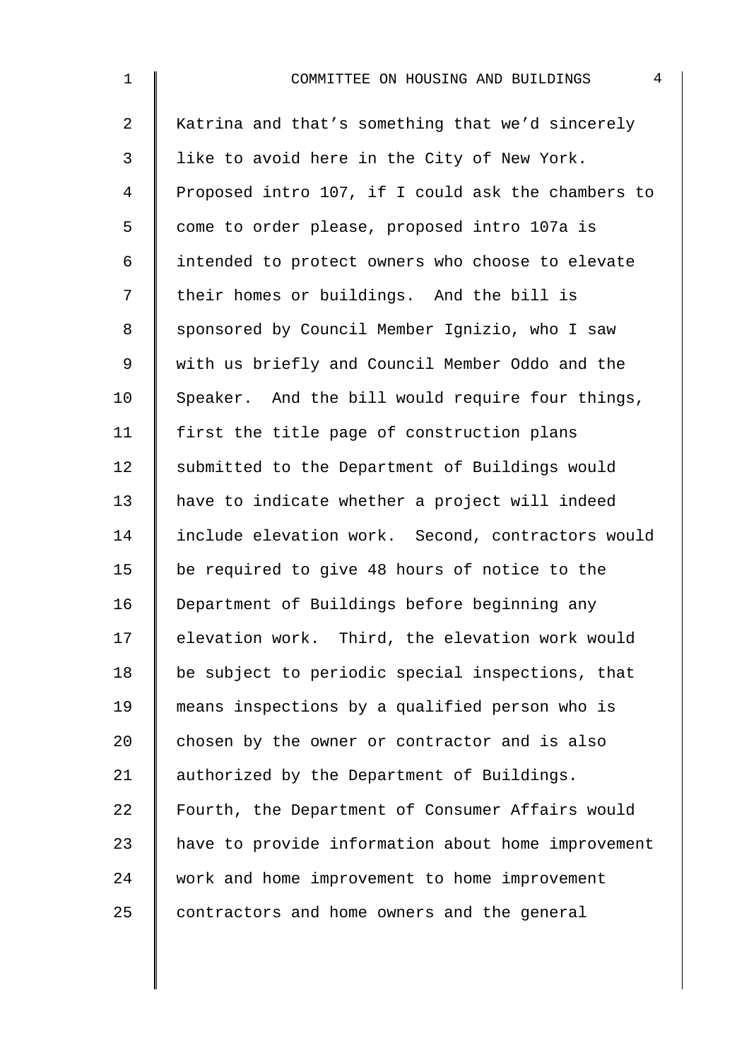Katrina and that's something that we'd sincerely like to avoid here in the City of New York. Proposed intro 107, if I could ask the chambers to come to order please, proposed intro 107a is intended to protect owners who choose to elevate their homes or buildings. And the bill is sponsored by Council Member Ignizio, who I saw with us briefly and Council Member Oddo and the Speaker. And the bill would require four things, first the title page of construction plans submitted to the Department of Buildings would have to indicate whether a project will indeed include elevation work. Second, contractors would be required to give 48 hours of notice to the Department of Buildings before beginning any elevation work. Third, the elevation work would be subject to periodic special inspections, that means inspections by a qualified person who is chosen by the owner or contractor and is also authorized by the Department of Buildings. Fourth, the Department of Consumer Affairs would have to provide information about home improvement work and home improvement to home improvement contractors and home owners and the general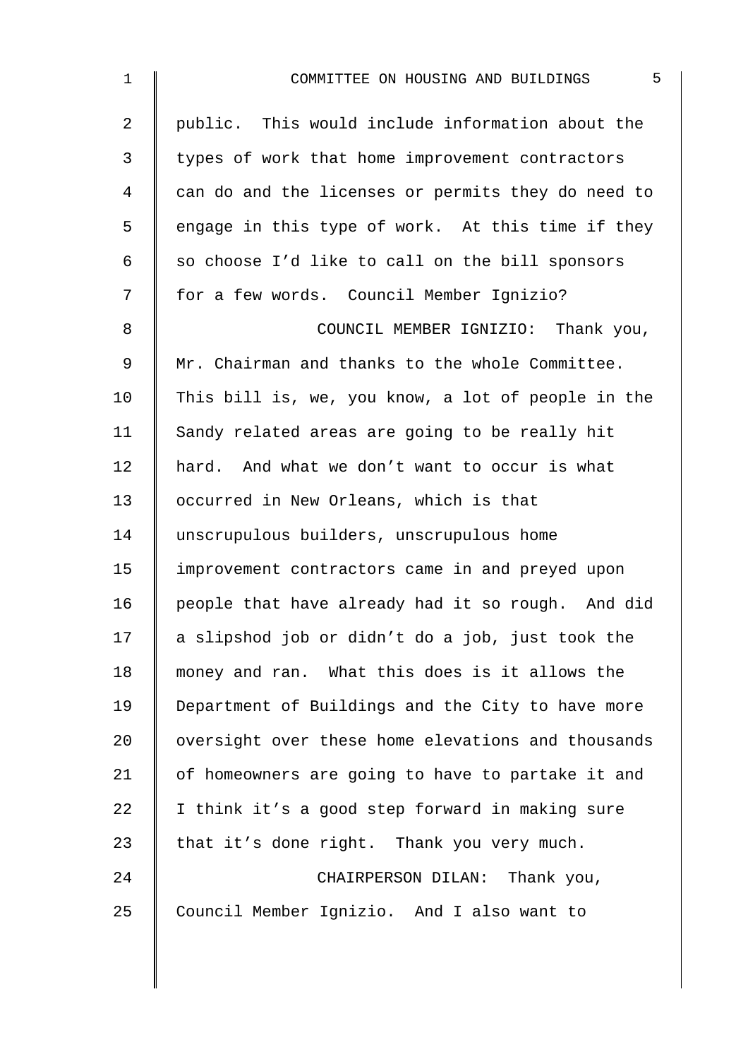public. This would include information about the types of work that home improvement contractors can do and the licenses or permits they do need to engage in this type of work. At this time if they so choose I'd like to call on the bill sponsors for a few words. Council Member Ignizio?

COUNCIL MEMBER IGNIZIO: Thank you, Mr. Chairman and thanks to the whole Committee. This bill is, we, you know, a lot of people in the Sandy related areas are going to be really hit hard. And what we don't want to occur is what occurred in New Orleans, which is that unscrupulous builders, unscrupulous home improvement contractors came in and preyed upon people that have already had it so rough. And did a slipshod job or didn't do a job, just took the money and ran. What this does is it allows the Department of Buildings and the City to have more oversight over these home elevations and thousands of homeowners are going to have to partake it and I think it's a good step forward in making sure that it's done right. Thank you very much.

CHAIRPERSON DILAN: Thank you, Council Member Ignizio. And I also want to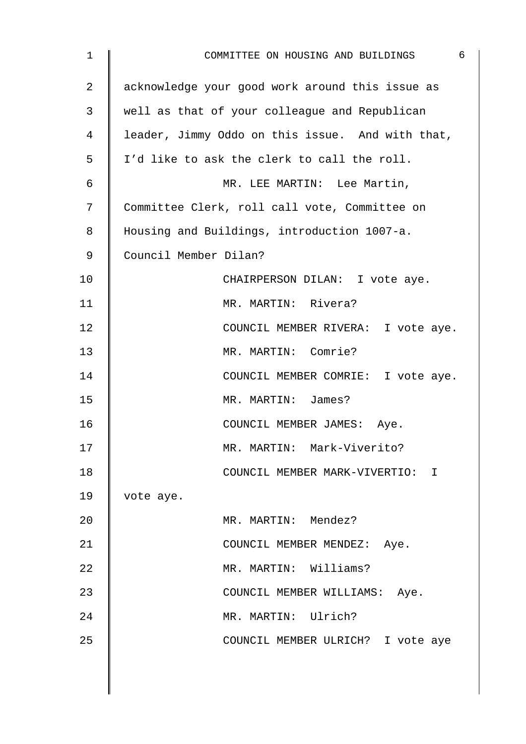acknowledge your good work around this issue as well as that of your colleague and Republican leader, Jimmy Oddo on this issue. And with that, I'd like to ask the clerk to call the roll.

MR. LEE MARTIN: Lee Martin, Committee Clerk, roll call vote, Committee on Housing and Buildings, introduction 1007-a. Council Member Dilan?

CHAIRPERSON DILAN: I vote aye.

MR. MARTIN: Rivera?

COUNCIL MEMBER RIVERA: I vote aye.

MR. MARTIN: Comrie?

COUNCIL MEMBER COMRIE: I vote aye.

MR. MARTIN: James?

COUNCIL MEMBER JAMES: Aye.

MR. MARTIN: Mark-Viverito?

COUNCIL MEMBER MARK-VIVERTIO: I vote aye.

MR. MARTIN: Mendez?

COUNCIL MEMBER MENDEZ: Aye.

MR. MARTIN: Williams?

COUNCIL MEMBER WILLIAMS: Aye.

MR. MARTIN: Ulrich?

COUNCIL MEMBER ULRICH? I vote aye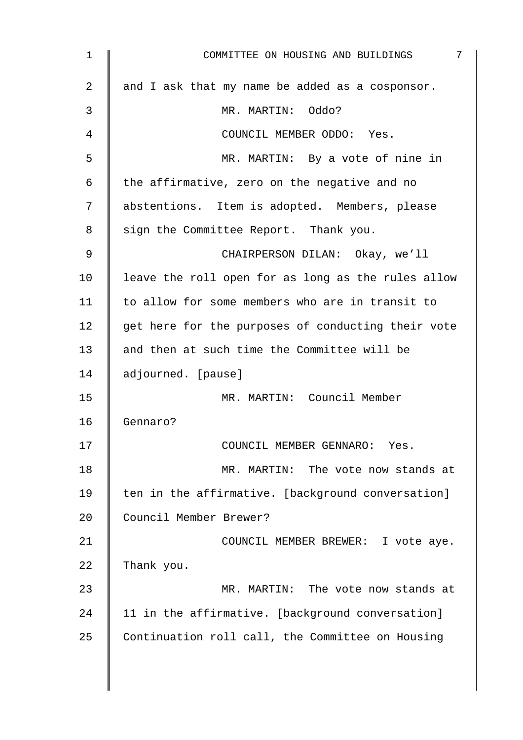and I ask that my name be added as a cosponsor.

MR. MARTIN: Oddo?

COUNCIL MEMBER ODDO: Yes.

MR. MARTIN: By a vote of nine in the affirmative, zero on the negative and no abstentions. Item is adopted. Members, please sign the Committee Report. Thank you.

CHAIRPERSON DILAN: Okay, we'll leave the roll open for as long as the rules allow to allow for some members who are in transit to get here for the purposes of conducting their vote and then at such time the Committee will be adjourned. [pause]

MR. MARTIN: Council Member Gennaro?

COUNCIL MEMBER GENNARO: Yes.

MR. MARTIN: The vote now stands at ten in the affirmative. [background conversation] Council Member Brewer?

COUNCIL MEMBER BREWER: I vote aye. Thank you.

MR. MARTIN: The vote now stands at 11 in the affirmative. [background conversation] Continuation roll call, the Committee on Housing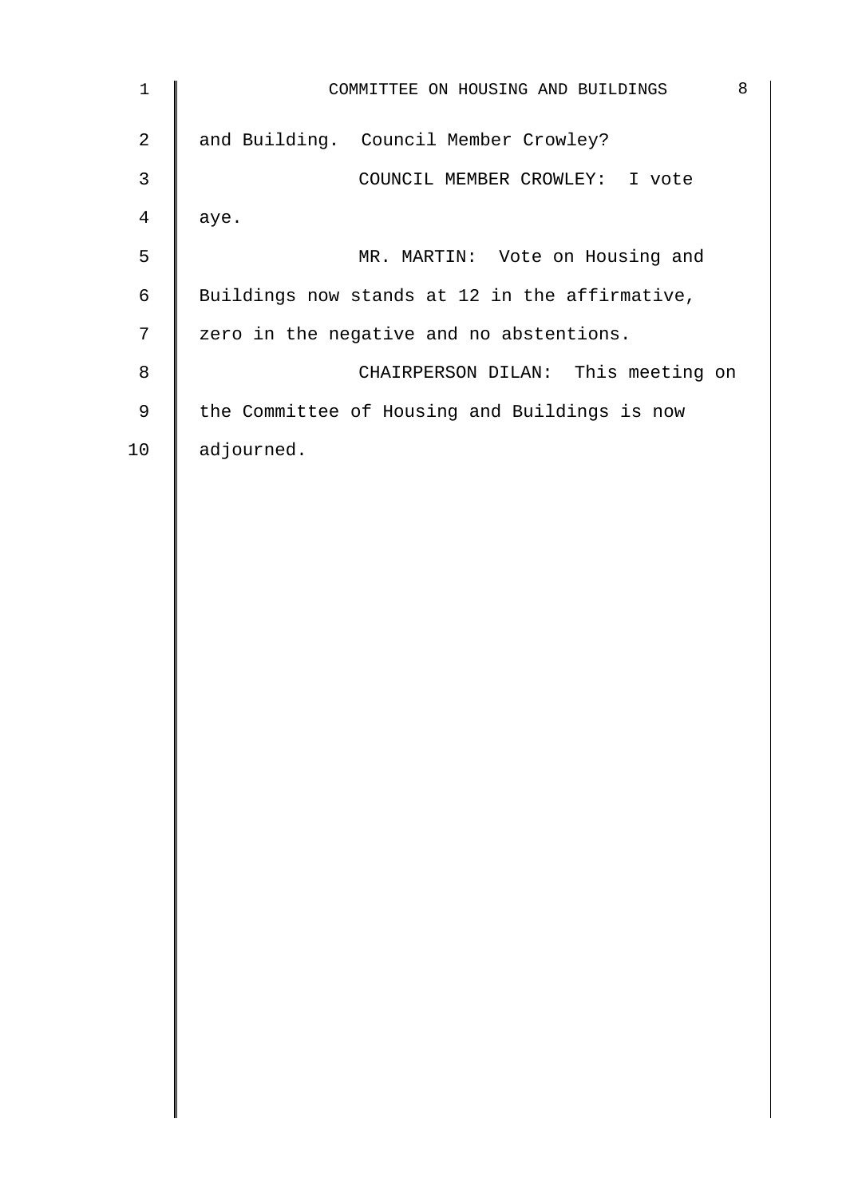and Building. Council Member Crowley?

COUNCIL MEMBER CROWLEY: I vote aye.

MR. MARTIN: Vote on Housing and Buildings now stands at 12 in the affirmative, zero in the negative and no abstentions.

CHAIRPERSON DILAN: This meeting on the Committee of Housing and Buildings is now adjourned.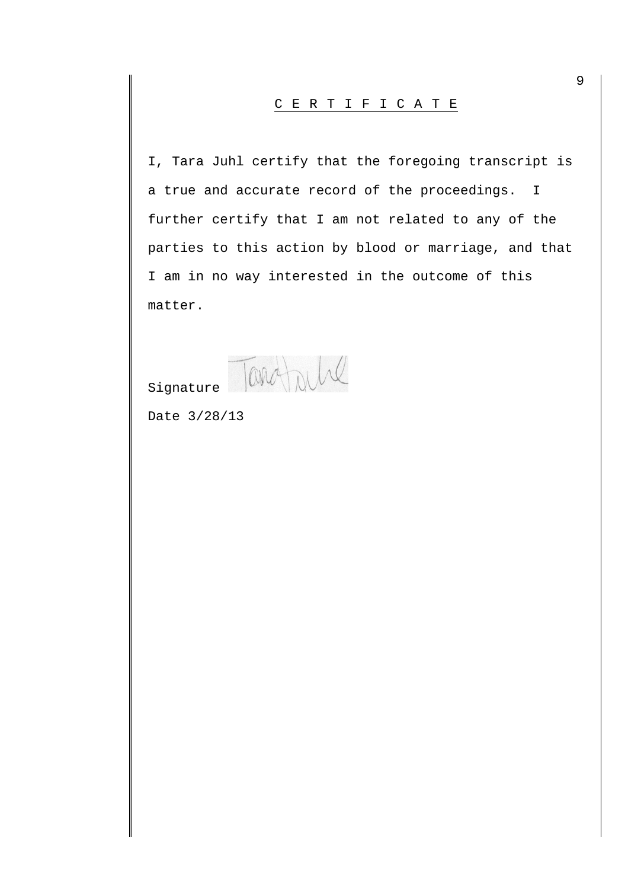## C E R T I F I C A T E

I, Tara Juhl certify that the foregoing transcript is a true and accurate record of the proceedings. I further certify that I am not related to any of the parties to this action by blood or marriage, and that I am in no way interested in the outcome of this matter.

Signature

Date 3/28/13